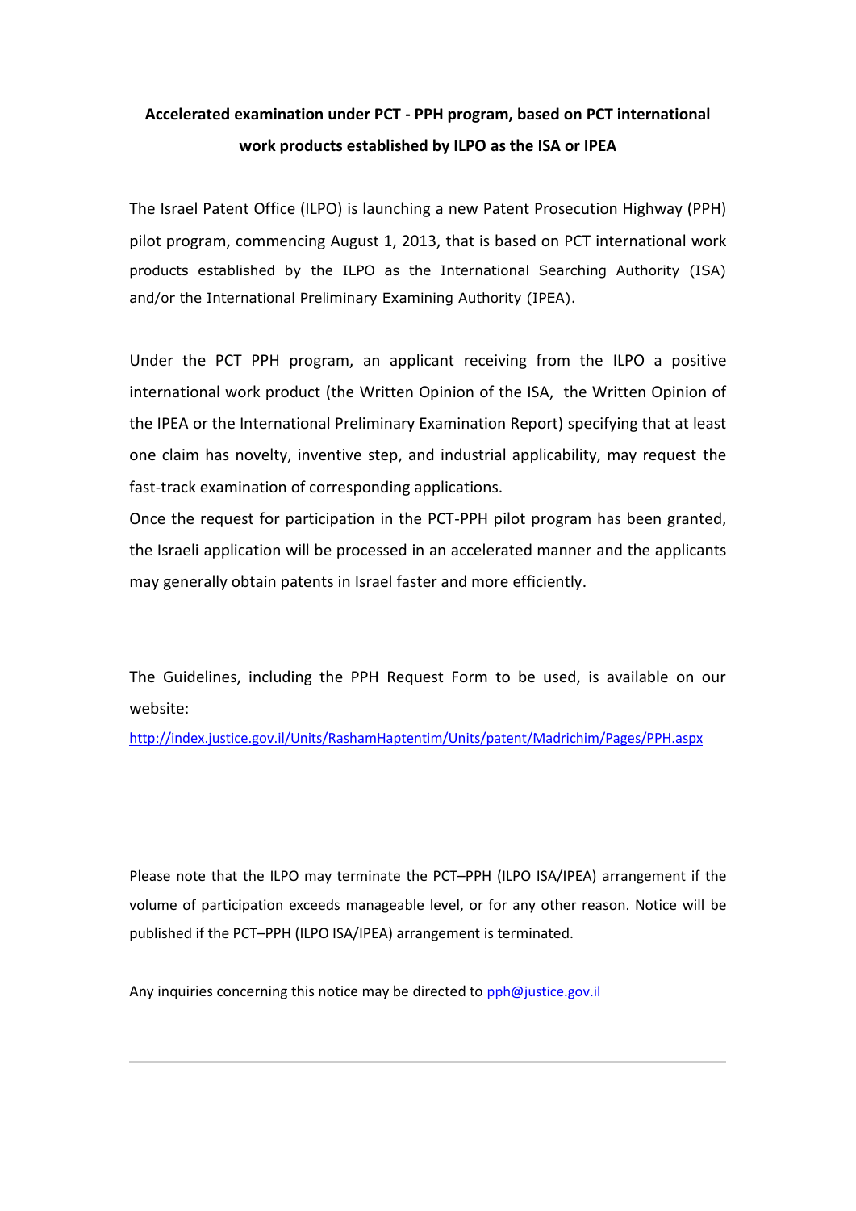**Accelerated examination under PCT - PPH program, based on PCT international work products established by ILPO as the ISA or IPEA**

The Israel Patent Office (ILPO) is launching a new Patent Prosecution Highway (PPH) pilot program, commencing August 1, 2013, that is based on PCT international work products established by the ILPO as the International Searching Authority (ISA) and/or the International Preliminary Examining Authority (IPEA).

Under the PCT PPH program, an applicant receiving from the ILPO a positive international work product (the Written Opinion of the ISA, the Written Opinion of the IPEA or the International Preliminary Examination Report) specifying that at least one claim has novelty, inventive step, and industrial applicability, may request the fast-track examination of corresponding applications.

Once the request for participation in the PCT-PPH pilot program has been granted, the Israeli application will be processed in an accelerated manner and the applicants may generally obtain patents in Israel faster and more efficiently.

The Guidelines, including the PPH Request Form to be used, is available on our website:

http://index.justice.gov.il/Units/RashamHaptentim/Units/patent/Madrichim/Pages/PPH.aspx

Please note that the ILPO may terminate the PCT–PPH (ILPO ISA/IPEA) arrangement if the volume of participation exceeds manageable level, or for any other reason. Notice will be published if the PCT–PPH (ILPO ISA/IPEA) arrangement is terminated.

Any inquiries concerning this notice may be directed to pph@justice.gov.il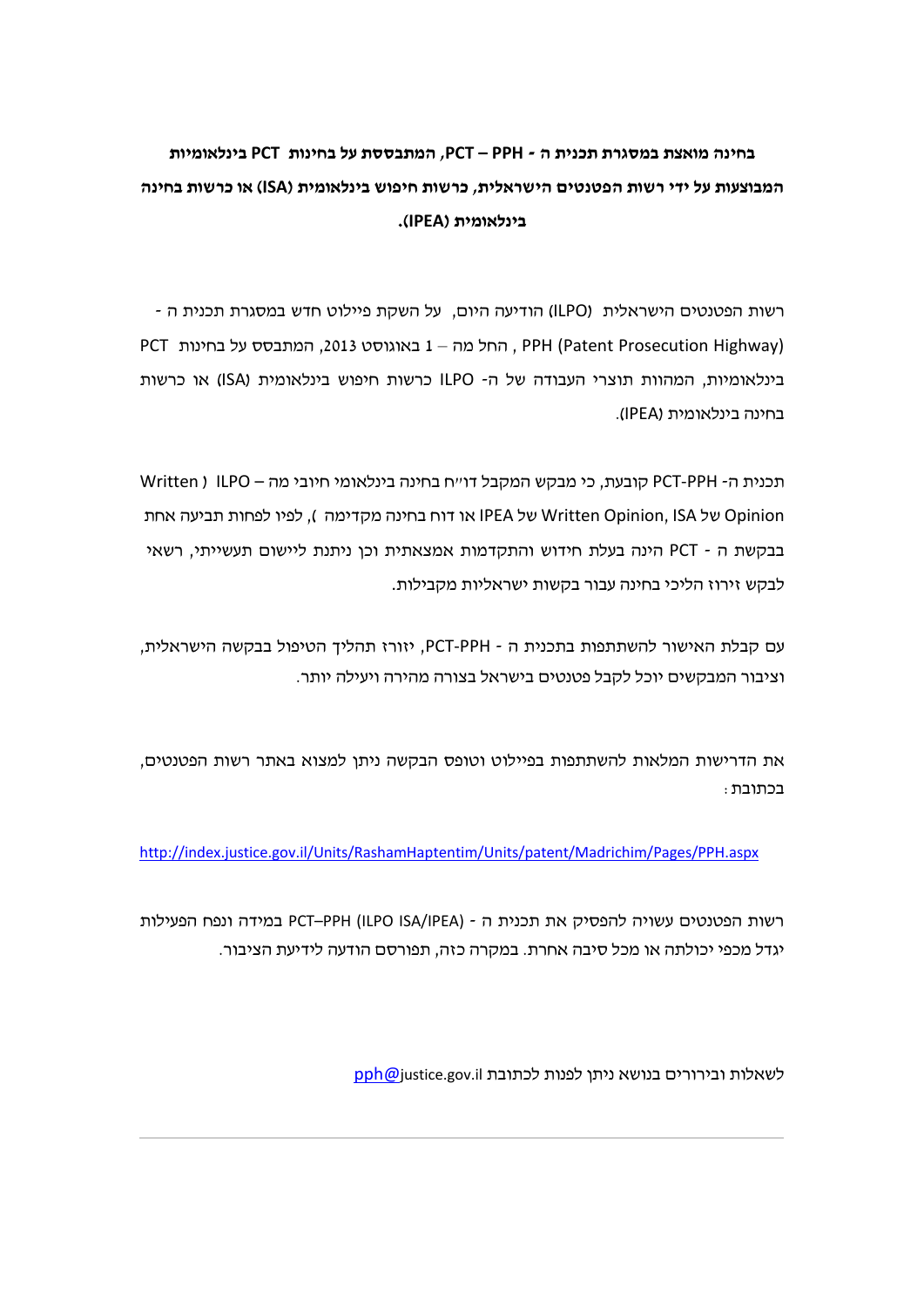**בחינה מואצת במסגרת תכנית ה - PCT – PPH, המתבססת על בחינות PCT בינלאומיות המבוצעות על ידי רשות הפטנטים הישראלית, כרשות חיפוש בינלאומית (ISA) או כרשות בחינה בינלאומית (IPEA).**

רשות הפטנטים הישראלית (ILPO) הודיעה היום, על השקת פיילוט חדש במסגרת תכנית ה - PPH (Patent Prosecution Highway) , החל מה – 1 באוגוסט 2013, המתבסס על בחינות PCT בינלאומיות, המהוות תוצרי העבודה של ה- ILPO כרשות חיפוש בינלאומית (ISA) או כרשות בחינה בינלאומית (IPEA).

תכנית ה- PCT-PPH קובעת, כי מבקש המקבל דו"ח בחינה בינלאומי חיובי מה – ILPO ( Written Opinion של ISA, Written Opinion של IPEA או דוח בחינה מקדימה ), לפיו לפחות תביעה אחת בבקשת ה - PCT הינה בעלת חידוש והתקדמות אמצאתית וכן ניתנת ליישום תעשייתי, רשאי לבקש זירוז הליכי בחינה עבור בקשות ישראליות מקבילות.

עם קבלת האישור להשתתפות בתכנית ה - PCT-PPH, יזורז תהליך הטיפול בבקשה הישראלית, וציבור המבקשים יוכל לקבל פטנטים בישראל בצורה מהירה ויעילה יותר.

את הדרישות המלאות להשתתפות בפיילוט וטופס הבקשה ניתן למצוא באתר רשות הפטנטים, בכתובת:

http://index.justice.gov.il/Units/RashamHaptentim/Units/patent/Madrichim/Pages/PPH.aspx

רשות הפטנטים עשויה להפסיק את תכנית ה - PCT–PPH (ILPO ISA/IPEA) במידה ונפח הפעילות יגדל מכפי יכולתה או מכל סיבה אחרת. במקרה כזה, תפורסם הודעה לידיעת הציבור.

לשאלות ובירורים בנושא ניתן לפנות לכתובת pph@justice.gov.il